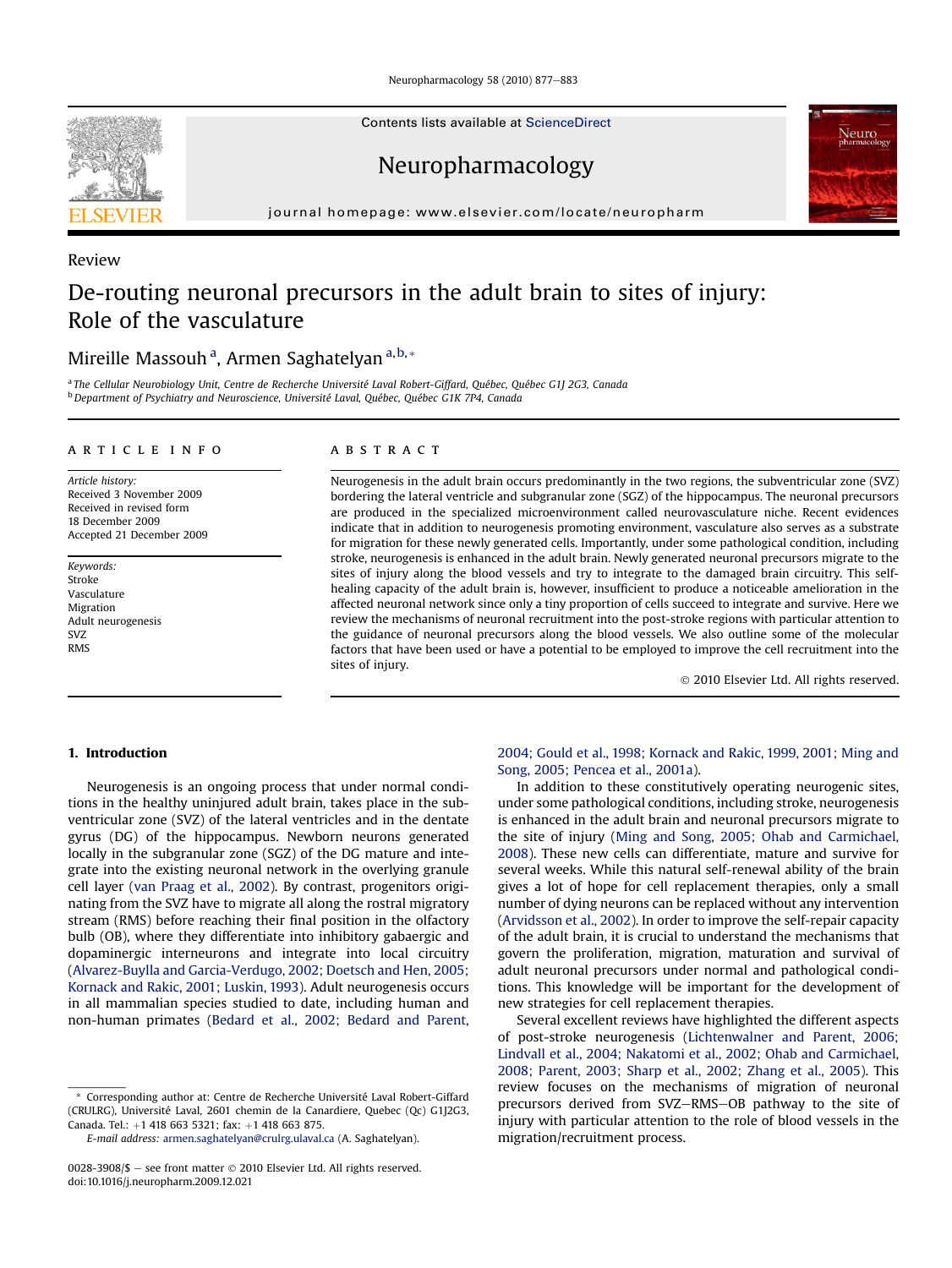Review

# De-routing neuronal precursors in the adult brain to sites of injury: Role of the vasculature

Mireille Massouh [a], Armen Saghatelyan [a,b,*]

[a] The Cellular Neurobiology Unit, Centre de Recherche Université Laval Robert-Giffard, Québec, Québec G1J 2G3, Canada
[b] Department of Psychiatry and Neuroscience, Université Laval, Québec, Québec G1K 7P4, Canada

## ARTICLE INFO

*Article history:*
Received 3 November 2009
Received in revised form
18 December 2009
Accepted 21 December 2009

*Keywords:*
Stroke
Vasculature
Migration
Adult neurogenesis
SVZ
RMS

## ABSTRACT

Neurogenesis in the adult brain occurs predominantly in the two regions, the subventricular zone (SVZ) bordering the lateral ventricle and subgranular zone (SGZ) of the hippocampus. The neuronal precursors are produced in the specialized microenvironment called neurovasculature niche. Recent evidences indicate that in addition to neurogenesis promoting environment, vasculature also serves as a substrate for migration for these newly generated cells. Importantly, under some pathological condition, including stroke, neurogenesis is enhanced in the adult brain. Newly generated neuronal precursors migrate to the sites of injury along the blood vessels and try to integrate to the damaged brain circuitry. This self-healing capacity of the adult brain is, however, insufficient to produce a noticeable amelioration in the affected neuronal network since only a tiny proportion of cells succeed to integrate and survive. Here we review the mechanisms of neuronal recruitment into the post-stroke regions with particular attention to the guidance of neuronal precursors along the blood vessels. We also outline some of the molecular factors that have been used or have a potential to be employed to improve the cell recruitment into the sites of injury.

© 2010 Elsevier Ltd. All rights reserved.

## 1. Introduction

Neurogenesis is an ongoing process that under normal conditions in the healthy uninjured adult brain, takes place in the subventricular zone (SVZ) of the lateral ventricles and in the dentate gyrus (DG) of the hippocampus. Newborn neurons generated locally in the subgranular zone (SGZ) of the DG mature and integrate into the existing neuronal network in the overlying granule cell layer (van Praag et al., 2002). By contrast, progenitors originating from the SVZ have to migrate all along the rostral migratory stream (RMS) before reaching their final position in the olfactory bulb (OB), where they differentiate into inhibitory gabaergic and dopaminergic interneurons and integrate into local circuitry (Alvarez-Buylla and Garcia-Verdugo, 2002; Doetsch and Hen, 2005; Kornack and Rakic, 2001; Luskin, 1993). Adult neurogenesis occurs in all mammalian species studied to date, including human and non-human primates (Bedard et al., 2002; Bedard and Parent, 2004; Gould et al., 1998; Kornack and Rakic, 1999, 2001; Ming and Song, 2005; Pencea et al., 2001a).

In addition to these constitutively operating neurogenic sites, under some pathological conditions, including stroke, neurogenesis is enhanced in the adult brain and neuronal precursors migrate to the site of injury (Ming and Song, 2005; Ohab and Carmichael, 2008). These new cells can differentiate, mature and survive for several weeks. While this natural self-renewal ability of the brain gives a lot of hope for cell replacement therapies, only a small number of dying neurons can be replaced without any intervention (Arvidsson et al., 2002). In order to improve the self-repair capacity of the adult brain, it is crucial to understand the mechanisms that govern the proliferation, migration, maturation and survival of adult neuronal precursors under normal and pathological conditions. This knowledge will be important for the development of new strategies for cell replacement therapies.

Several excellent reviews have highlighted the different aspects of post-stroke neurogenesis (Lichtenwalner and Parent, 2006; Lindvall et al., 2004; Nakatomi et al., 2002; Ohab and Carmichael, 2008; Parent, 2003; Sharp et al., 2002; Zhang et al., 2005). This review focuses on the mechanisms of migration of neuronal precursors derived from SVZ–RMS–OB pathway to the site of injury with particular attention to the role of blood vessels in the migration/recruitment process.

\* Corresponding author at: Centre de Recherche Université Laval Robert-Giffard (CRULRG), Université Laval, 2601 chemin de la Canardiere, Quebec (Qc) G1J2G3, Canada. Tel.: +1 418 663 5321; fax: +1 418 663 875.
*E-mail address:* armen.saghatelyan@crulrg.ulaval.ca (A. Saghatelyan).

0028-3908/$ – see front matter © 2010 Elsevier Ltd. All rights reserved.
doi:10.1016/j.neuropharm.2009.12.021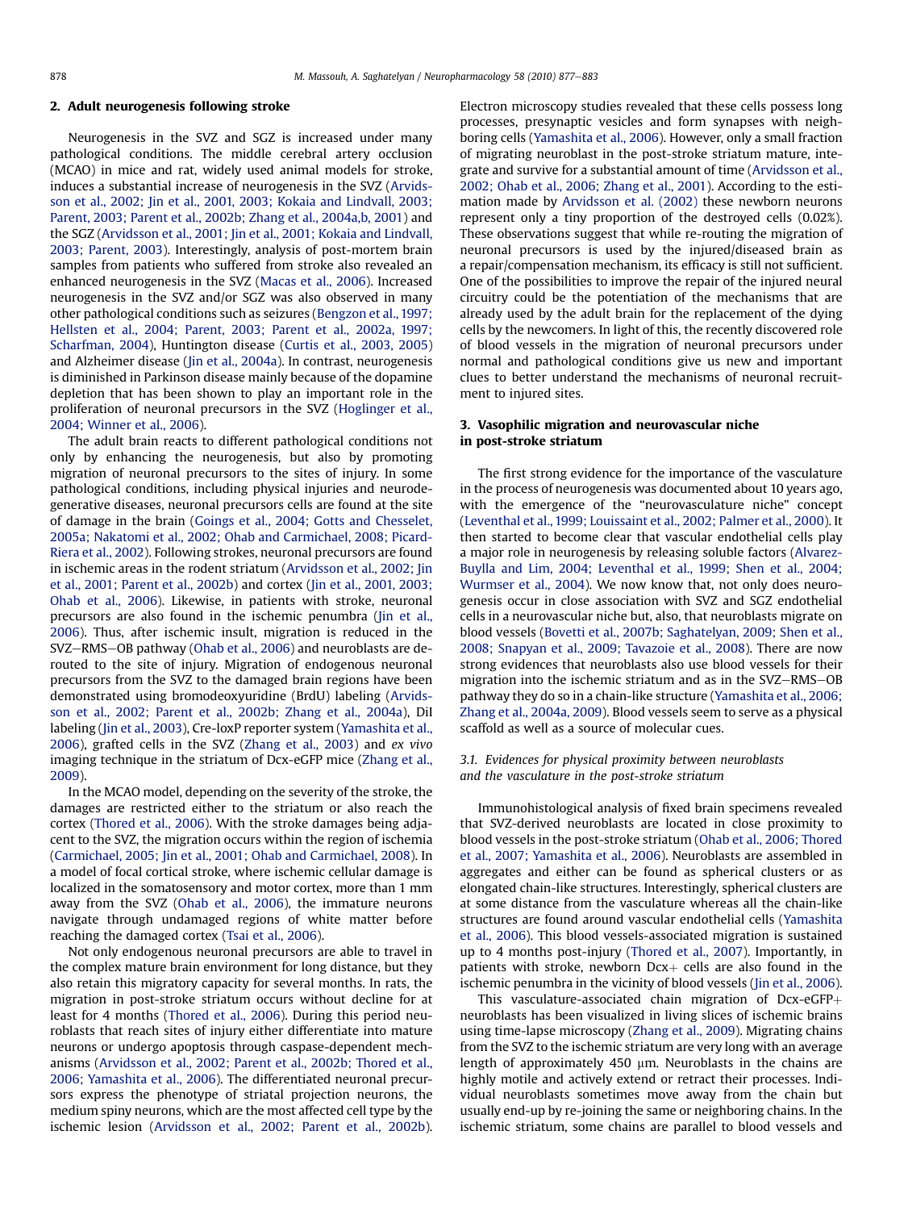## 2. Adult neurogenesis following stroke

Neurogenesis in the SVZ and SGZ is increased under many pathological conditions. The middle cerebral artery occlusion (MCAO) in mice and rat, widely used animal models for stroke, induces a substantial increase of neurogenesis in the SVZ (Arvidsson et al., 2002; Jin et al., 2001, 2003; Kokaia and Lindvall, 2003; Parent, 2003; Parent et al., 2002b; Zhang et al., 2004a,b, 2001) and the SGZ (Arvidsson et al., 2001; Jin et al., 2001; Kokaia and Lindvall, 2003; Parent, 2003). Interestingly, analysis of post-mortem brain samples from patients who suffered from stroke also revealed an enhanced neurogenesis in the SVZ (Macas et al., 2006). Increased neurogenesis in the SVZ and/or SGZ was also observed in many other pathological conditions such as seizures (Bengzon et al., 1997; Hellsten et al., 2004; Parent, 2003; Parent et al., 2002a, 1997; Scharfman, 2004), Huntington disease (Curtis et al., 2003, 2005) and Alzheimer disease (Jin et al., 2004a). In contrast, neurogenesis is diminished in Parkinson disease mainly because of the dopamine depletion that has been shown to play an important role in the proliferation of neuronal precursors in the SVZ (Hoglinger et al., 2004; Winner et al., 2006).

The adult brain reacts to different pathological conditions not only by enhancing the neurogenesis, but also by promoting migration of neuronal precursors to the sites of injury. In some pathological conditions, including physical injuries and neurodegenerative diseases, neuronal precursors cells are found at the site of damage in the brain (Goings et al., 2004; Gotts and Chesselet, 2005a; Nakatomi et al., 2002; Ohab and Carmichael, 2008; Picard-Riera et al., 2002). Following strokes, neuronal precursors are found in ischemic areas in the rodent striatum (Arvidsson et al., 2002; Jin et al., 2001; Parent et al., 2002b) and cortex (Jin et al., 2001, 2003; Ohab et al., 2006). Likewise, in patients with stroke, neuronal precursors are also found in the ischemic penumbra (Jin et al., 2006). Thus, after ischemic insult, migration is reduced in the SVZ–RMS–OB pathway (Ohab et al., 2006) and neuroblasts are de-routed to the site of injury. Migration of endogenous neuronal precursors from the SVZ to the damaged brain regions have been demonstrated using bromodeoxyuridine (BrdU) labeling (Arvidsson et al., 2002; Parent et al., 2002b; Zhang et al., 2004a), DiI labeling (Jin et al., 2003), Cre-loxP reporter system (Yamashita et al., 2006), grafted cells in the SVZ (Zhang et al., 2003) and *ex vivo* imaging technique in the striatum of Dcx-eGFP mice (Zhang et al., 2009).

In the MCAO model, depending on the severity of the stroke, the damages are restricted either to the striatum or also reach the cortex (Thored et al., 2006). With the stroke damages being adjacent to the SVZ, the migration occurs within the region of ischemia (Carmichael, 2005; Jin et al., 2001; Ohab and Carmichael, 2008). In a model of focal cortical stroke, where ischemic cellular damage is localized in the somatosensory and motor cortex, more than 1 mm away from the SVZ (Ohab et al., 2006), the immature neurons navigate through undamaged regions of white matter before reaching the damaged cortex (Tsai et al., 2006).

Not only endogenous neuronal precursors are able to travel in the complex mature brain environment for long distance, but they also retain this migratory capacity for several months. In rats, the migration in post-stroke striatum occurs without decline for at least for 4 months (Thored et al., 2006). During this period neuroblasts that reach sites of injury either differentiate into mature neurons or undergo apoptosis through caspase-dependent mechanisms (Arvidsson et al., 2002; Parent et al., 2002b; Thored et al., 2006; Yamashita et al., 2006). The differentiated neuronal precursors express the phenotype of striatal projection neurons, the medium spiny neurons, which are the most affected cell type by the ischemic lesion (Arvidsson et al., 2002; Parent et al., 2002b). Electron microscopy studies revealed that these cells possess long processes, presynaptic vesicles and form synapses with neighboring cells (Yamashita et al., 2006). However, only a small fraction of migrating neuroblast in the post-stroke striatum mature, integrate and survive for a substantial amount of time (Arvidsson et al., 2002; Ohab et al., 2006; Zhang et al., 2001). According to the estimation made by Arvidsson et al. (2002) these newborn neurons represent only a tiny proportion of the destroyed cells (0.02%). These observations suggest that while re-routing the migration of neuronal precursors is used by the injured/diseased brain as a repair/compensation mechanism, its efficacy is still not sufficient. One of the possibilities to improve the repair of the injured neural circuitry could be the potentiation of the mechanisms that are already used by the adult brain for the replacement of the dying cells by the newcomers. In light of this, the recently discovered role of blood vessels in the migration of neuronal precursors under normal and pathological conditions give us new and important clues to better understand the mechanisms of neuronal recruitment to injured sites.

## 3. Vasophilic migration and neurovascular niche in post-stroke striatum

The first strong evidence for the importance of the vasculature in the process of neurogenesis was documented about 10 years ago, with the emergence of the "neurovasculature niche" concept (Leventhal et al., 1999; Louissaint et al., 2002; Palmer et al., 2000). It then started to become clear that vascular endothelial cells play a major role in neurogenesis by releasing soluble factors (Alvarez-Buylla and Lim, 2004; Leventhal et al., 1999; Shen et al., 2004; Wurmser et al., 2004). We now know that, not only does neurogenesis occur in close association with SVZ and SGZ endothelial cells in a neurovascular niche but, also, that neuroblasts migrate on blood vessels (Bovetti et al., 2007b; Saghatelyan, 2009; Shen et al., 2008; Snapyan et al., 2009; Tavazoie et al., 2008). There are now strong evidences that neuroblasts also use blood vessels for their migration into the ischemic striatum and as in the SVZ–RMS–OB pathway they do so in a chain-like structure (Yamashita et al., 2006; Zhang et al., 2004a, 2009). Blood vessels seem to serve as a physical scaffold as well as a source of molecular cues.

### 3.1. Evidences for physical proximity between neuroblasts and the vasculature in the post-stroke striatum

Immunohistological analysis of fixed brain specimens revealed that SVZ-derived neuroblasts are located in close proximity to blood vessels in the post-stroke striatum (Ohab et al., 2006; Thored et al., 2007; Yamashita et al., 2006). Neuroblasts are assembled in aggregates and either can be found as spherical clusters or as elongated chain-like structures. Interestingly, spherical clusters are at some distance from the vasculature whereas all the chain-like structures are found around vascular endothelial cells (Yamashita et al., 2006). This blood vessels-associated migration is sustained up to 4 months post-injury (Thored et al., 2007). Importantly, in patients with stroke, newborn Dcx+ cells are also found in the ischemic penumbra in the vicinity of blood vessels (Jin et al., 2006).

This vasculature-associated chain migration of Dcx-eGFP+ neuroblasts has been visualized in living slices of ischemic brains using time-lapse microscopy (Zhang et al., 2009). Migrating chains from the SVZ to the ischemic striatum are very long with an average length of approximately 450 μm. Neuroblasts in the chains are highly motile and actively extend or retract their processes. Individual neuroblasts sometimes move away from the chain but usually end-up by re-joining the same or neighboring chains. In the ischemic striatum, some chains are parallel to blood vessels and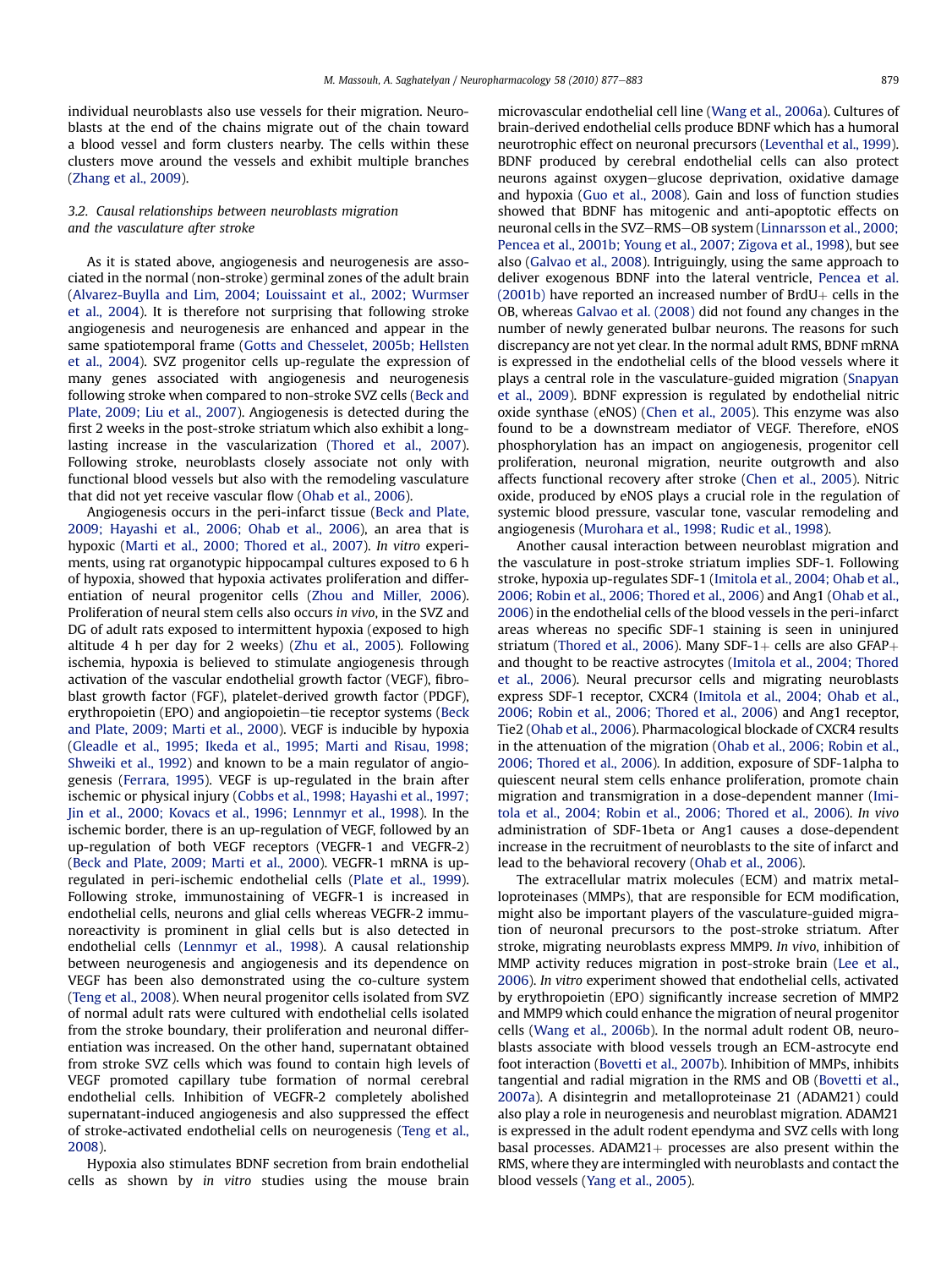individual neuroblasts also use vessels for their migration. Neuroblasts at the end of the chains migrate out of the chain toward a blood vessel and form clusters nearby. The cells within these clusters move around the vessels and exhibit multiple branches (Zhang et al., 2009).

### 3.2. Causal relationships between neuroblasts migration and the vasculature after stroke

As it is stated above, angiogenesis and neurogenesis are associated in the normal (non-stroke) germinal zones of the adult brain (Alvarez-Buylla and Lim, 2004; Louissaint et al., 2002; Wurmser et al., 2004). It is therefore not surprising that following stroke angiogenesis and neurogenesis are enhanced and appear in the same spatiotemporal frame (Gotts and Chesselet, 2005b; Hellsten et al., 2004). SVZ progenitor cells up-regulate the expression of many genes associated with angiogenesis and neurogenesis following stroke when compared to non-stroke SVZ cells (Beck and Plate, 2009; Liu et al., 2007). Angiogenesis is detected during the first 2 weeks in the post-stroke striatum which also exhibit a long-lasting increase in the vascularization (Thored et al., 2007). Following stroke, neuroblasts closely associate not only with functional blood vessels but also with the remodeling vasculature that did not yet receive vascular flow (Ohab et al., 2006).

Angiogenesis occurs in the peri-infarct tissue (Beck and Plate, 2009; Hayashi et al., 2006; Ohab et al., 2006), an area that is hypoxic (Marti et al., 2000; Thored et al., 2007). *In vitro* experiments, using rat organotypic hippocampal cultures exposed to 6 h of hypoxia, showed that hypoxia activates proliferation and differentiation of neural progenitor cells (Zhou and Miller, 2006). Proliferation of neural stem cells also occurs *in vivo*, in the SVZ and DG of adult rats exposed to intermittent hypoxia (exposed to high altitude 4 h per day for 2 weeks) (Zhu et al., 2005). Following ischemia, hypoxia is believed to stimulate angiogenesis through activation of the vascular endothelial growth factor (VEGF), fibroblast growth factor (FGF), platelet-derived growth factor (PDGF), erythropoietin (EPO) and angiopoietin–tie receptor systems (Beck and Plate, 2009; Marti et al., 2000). VEGF is inducible by hypoxia (Gleadle et al., 1995; Ikeda et al., 1995; Marti and Risau, 1998; Shweiki et al., 1992) and known to be a main regulator of angiogenesis (Ferrara, 1995). VEGF is up-regulated in the brain after ischemic or physical injury (Cobbs et al., 1998; Hayashi et al., 1997; Jin et al., 2000; Kovacs et al., 1996; Lennmyr et al., 1998). In the ischemic border, there is an up-regulation of VEGF, followed by an up-regulation of both VEGF receptors (VEGFR-1 and VEGFR-2) (Beck and Plate, 2009; Marti et al., 2000). VEGFR-1 mRNA is up-regulated in peri-ischemic endothelial cells (Plate et al., 1999). Following stroke, immunostaining of VEGFR-1 is increased in endothelial cells, neurons and glial cells whereas VEGFR-2 immunoreactivity is prominent in glial cells but is also detected in endothelial cells (Lennmyr et al., 1998). A causal relationship between neurogenesis and angiogenesis and its dependence on VEGF has been also demonstrated using the co-culture system (Teng et al., 2008). When neural progenitor cells isolated from SVZ of normal adult rats were cultured with endothelial cells isolated from the stroke boundary, their proliferation and neuronal differentiation was increased. On the other hand, supernatant obtained from stroke SVZ cells which was found to contain high levels of VEGF promoted capillary tube formation of normal cerebral endothelial cells. Inhibition of VEGFR-2 completely abolished supernatant-induced angiogenesis and also suppressed the effect of stroke-activated endothelial cells on neurogenesis (Teng et al., 2008).

Hypoxia also stimulates BDNF secretion from brain endothelial cells as shown by *in vitro* studies using the mouse brain microvascular endothelial cell line (Wang et al., 2006a). Cultures of brain-derived endothelial cells produce BDNF which has a humoral neurotrophic effect on neuronal precursors (Leventhal et al., 1999). BDNF produced by cerebral endothelial cells can also protect neurons against oxygen–glucose deprivation, oxidative damage and hypoxia (Guo et al., 2008). Gain and loss of function studies showed that BDNF has mitogenic and anti-apoptotic effects on neuronal cells in the SVZ–RMS–OB system (Linnarsson et al., 2000; Pencea et al., 2001b; Young et al., 2007; Zigova et al., 1998), but see also (Galvao et al., 2008). Intriguingly, using the same approach to deliver exogenous BDNF into the lateral ventricle, Pencea et al. (2001b) have reported an increased number of BrdU+ cells in the OB, whereas Galvao et al. (2008) did not found any changes in the number of newly generated bulbar neurons. The reasons for such discrepancy are not yet clear. In the normal adult RMS, BDNF mRNA is expressed in the endothelial cells of the blood vessels where it plays a central role in the vasculature-guided migration (Snapyan et al., 2009). BDNF expression is regulated by endothelial nitric oxide synthase (eNOS) (Chen et al., 2005). This enzyme was also found to be a downstream mediator of VEGF. Therefore, eNOS phosphorylation has an impact on angiogenesis, progenitor cell proliferation, neuronal migration, neurite outgrowth and also affects functional recovery after stroke (Chen et al., 2005). Nitric oxide, produced by eNOS plays a crucial role in the regulation of systemic blood pressure, vascular tone, vascular remodeling and angiogenesis (Murohara et al., 1998; Rudic et al., 1998).

Another causal interaction between neuroblast migration and the vasculature in post-stroke striatum implies SDF-1. Following stroke, hypoxia up-regulates SDF-1 (Imitola et al., 2004; Ohab et al., 2006; Robin et al., 2006; Thored et al., 2006) and Ang1 (Ohab et al., 2006) in the endothelial cells of the blood vessels in the peri-infarct areas whereas no specific SDF-1 staining is seen in uninjured striatum (Thored et al., 2006). Many SDF-1+ cells are also GFAP+ and thought to be reactive astrocytes (Imitola et al., 2004; Thored et al., 2006). Neural precursor cells and migrating neuroblasts express SDF-1 receptor, CXCR4 (Imitola et al., 2004; Ohab et al., 2006; Robin et al., 2006; Thored et al., 2006) and Ang1 receptor, Tie2 (Ohab et al., 2006). Pharmacological blockade of CXCR4 results in the attenuation of the migration (Ohab et al., 2006; Robin et al., 2006; Thored et al., 2006). In addition, exposure of SDF-1alpha to quiescent neural stem cells enhance proliferation, promote chain migration and transmigration in a dose-dependent manner (Imitola et al., 2004; Robin et al., 2006; Thored et al., 2006). *In vivo* administration of SDF-1beta or Ang1 causes a dose-dependent increase in the recruitment of neuroblasts to the site of infarct and lead to the behavioral recovery (Ohab et al., 2006).

The extracellular matrix molecules (ECM) and matrix metalloproteinases (MMPs), that are responsible for ECM modification, might also be important players of the vasculature-guided migration of neuronal precursors to the post-stroke striatum. After stroke, migrating neuroblasts express MMP9. *In vivo*, inhibition of MMP activity reduces migration in post-stroke brain (Lee et al., 2006). *In vitro* experiment showed that endothelial cells, activated by erythropoietin (EPO) significantly increase secretion of MMP2 and MMP9 which could enhance the migration of neural progenitor cells (Wang et al., 2006b). In the normal adult rodent OB, neuroblasts associate with blood vessels trough an ECM-astrocyte end foot interaction (Bovetti et al., 2007b). Inhibition of MMPs, inhibits tangential and radial migration in the RMS and OB (Bovetti et al., 2007a). A disintegrin and metalloproteinase 21 (ADAM21) could also play a role in neurogenesis and neuroblast migration. ADAM21 is expressed in the adult rodent ependyma and SVZ cells with long basal processes. ADAM21+ processes are also present within the RMS, where they are intermingled with neuroblasts and contact the blood vessels (Yang et al., 2005).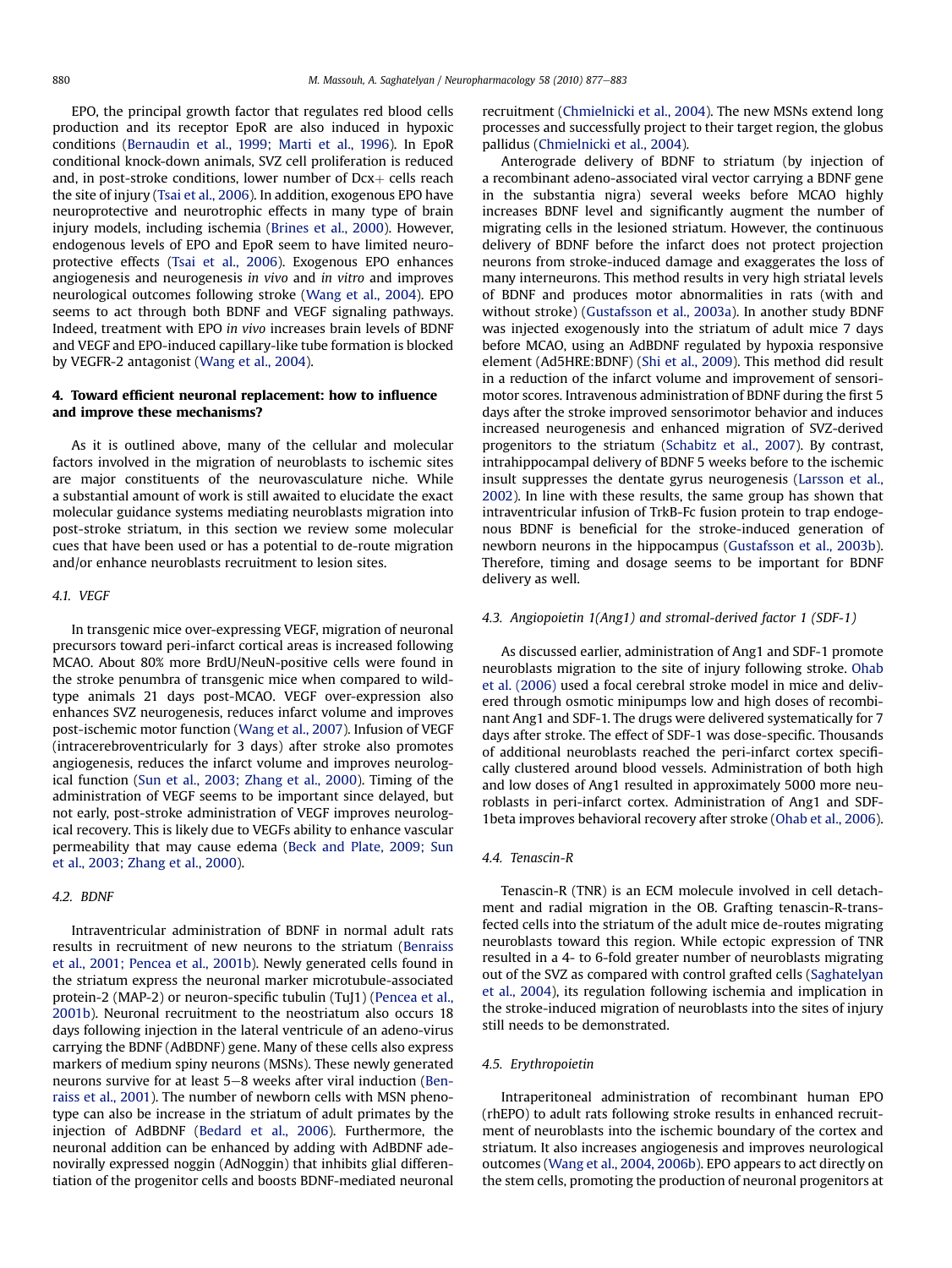EPO, the principal growth factor that regulates red blood cells production and its receptor EpoR are also induced in hypoxic conditions (Bernaudin et al., 1999; Marti et al., 1996). In EpoR conditional knock-down animals, SVZ cell proliferation is reduced and, in post-stroke conditions, lower number of Dcx+ cells reach the site of injury (Tsai et al., 2006). In addition, exogenous EPO have neuroprotective and neurotrophic effects in many type of brain injury models, including ischemia (Brines et al., 2000). However, endogenous levels of EPO and EpoR seem to have limited neuroprotective effects (Tsai et al., 2006). Exogenous EPO enhances angiogenesis and neurogenesis *in vivo* and *in vitro* and improves neurological outcomes following stroke (Wang et al., 2004). EPO seems to act through both BDNF and VEGF signaling pathways. Indeed, treatment with EPO *in vivo* increases brain levels of BDNF and VEGF and EPO-induced capillary-like tube formation is blocked by VEGFR-2 antagonist (Wang et al., 2004).

## 4. Toward efficient neuronal replacement: how to influence and improve these mechanisms?

As it is outlined above, many of the cellular and molecular factors involved in the migration of neuroblasts to ischemic sites are major constituents of the neurovasculature niche. While a substantial amount of work is still awaited to elucidate the exact molecular guidance systems mediating neuroblasts migration into post-stroke striatum, in this section we review some molecular cues that have been used or has a potential to de-route migration and/or enhance neuroblasts recruitment to lesion sites.

### 4.1. VEGF

In transgenic mice over-expressing VEGF, migration of neuronal precursors toward peri-infarct cortical areas is increased following MCAO. About 80% more BrdU/NeuN-positive cells were found in the stroke penumbra of transgenic mice when compared to wild-type animals 21 days post-MCAO. VEGF over-expression also enhances SVZ neurogenesis, reduces infarct volume and improves post-ischemic motor function (Wang et al., 2007). Infusion of VEGF (intracerebroventricularly for 3 days) after stroke also promotes angiogenesis, reduces the infarct volume and improves neurological function (Sun et al., 2003; Zhang et al., 2000). Timing of the administration of VEGF seems to be important since delayed, but not early, post-stroke administration of VEGF improves neurological recovery. This is likely due to VEGFs ability to enhance vascular permeability that may cause edema (Beck and Plate, 2009; Sun et al., 2003; Zhang et al., 2000).

### 4.2. BDNF

Intraventricular administration of BDNF in normal adult rats results in recruitment of new neurons to the striatum (Benraiss et al., 2001; Pencea et al., 2001b). Newly generated cells found in the striatum express the neuronal marker microtubule-associated protein-2 (MAP-2) or neuron-specific tubulin (TuJ1) (Pencea et al., 2001b). Neuronal recruitment to the neostriatum also occurs 18 days following injection in the lateral ventricule of an adeno-virus carrying the BDNF (AdBDNF) gene. Many of these cells also express markers of medium spiny neurons (MSNs). These newly generated neurons survive for at least 5–8 weeks after viral induction (Benraiss et al., 2001). The number of newborn cells with MSN phenotype can also be increase in the striatum of adult primates by the injection of AdBDNF (Bedard et al., 2006). Furthermore, the neuronal addition can be enhanced by adding with AdBDNF adenovirally expressed noggin (AdNoggin) that inhibits glial differentiation of the progenitor cells and boosts BDNF-mediated neuronal recruitment (Chmielnicki et al., 2004). The new MSNs extend long processes and successfully project to their target region, the globus pallidus (Chmielnicki et al., 2004).

Anterograde delivery of BDNF to striatum (by injection of a recombinant adeno-associated viral vector carrying a BDNF gene in the substantia nigra) several weeks before MCAO highly increases BDNF level and significantly augment the number of migrating cells in the lesioned striatum. However, the continuous delivery of BDNF before the infarct does not protect projection neurons from stroke-induced damage and exaggerates the loss of many interneurons. This method results in very high striatal levels of BDNF and produces motor abnormalities in rats (with and without stroke) (Gustafsson et al., 2003a). In another study BDNF was injected exogenously into the striatum of adult mice 7 days before MCAO, using an AdBDNF regulated by hypoxia responsive element (Ad5HRE:BDNF) (Shi et al., 2009). This method did result in a reduction of the infarct volume and improvement of sensorimotor scores. Intravenous administration of BDNF during the first 5 days after the stroke improved sensorimotor behavior and induces increased neurogenesis and enhanced migration of SVZ-derived progenitors to the striatum (Schabitz et al., 2007). By contrast, intrahippocampal delivery of BDNF 5 weeks before to the ischemic insult suppresses the dentate gyrus neurogenesis (Larsson et al., 2002). In line with these results, the same group has shown that intraventricular infusion of TrkB-Fc fusion protein to trap endogenous BDNF is beneficial for the stroke-induced generation of newborn neurons in the hippocampus (Gustafsson et al., 2003b). Therefore, timing and dosage seems to be important for BDNF delivery as well.

### 4.3. Angiopoietin 1(Ang1) and stromal-derived factor 1 (SDF-1)

As discussed earlier, administration of Ang1 and SDF-1 promote neuroblasts migration to the site of injury following stroke. Ohab et al. (2006) used a focal cerebral stroke model in mice and delivered through osmotic minipumps low and high doses of recombinant Ang1 and SDF-1. The drugs were delivered systematically for 7 days after stroke. The effect of SDF-1 was dose-specific. Thousands of additional neuroblasts reached the peri-infarct cortex specifically clustered around blood vessels. Administration of both high and low doses of Ang1 resulted in approximately 5000 more neuroblasts in peri-infarct cortex. Administration of Ang1 and SDF-1beta improves behavioral recovery after stroke (Ohab et al., 2006).

### 4.4. Tenascin-R

Tenascin-R (TNR) is an ECM molecule involved in cell detachment and radial migration in the OB. Grafting tenascin-R-transfected cells into the striatum of the adult mice de-routes migrating neuroblasts toward this region. While ectopic expression of TNR resulted in a 4- to 6-fold greater number of neuroblasts migrating out of the SVZ as compared with control grafted cells (Saghatelyan et al., 2004), its regulation following ischemia and implication in the stroke-induced migration of neuroblasts into the sites of injury still needs to be demonstrated.

### 4.5. Erythropoietin

Intraperitoneal administration of recombinant human EPO (rhEPO) to adult rats following stroke results in enhanced recruitment of neuroblasts into the ischemic boundary of the cortex and striatum. It also increases angiogenesis and improves neurological outcomes (Wang et al., 2004, 2006b). EPO appears to act directly on the stem cells, promoting the production of neuronal progenitors at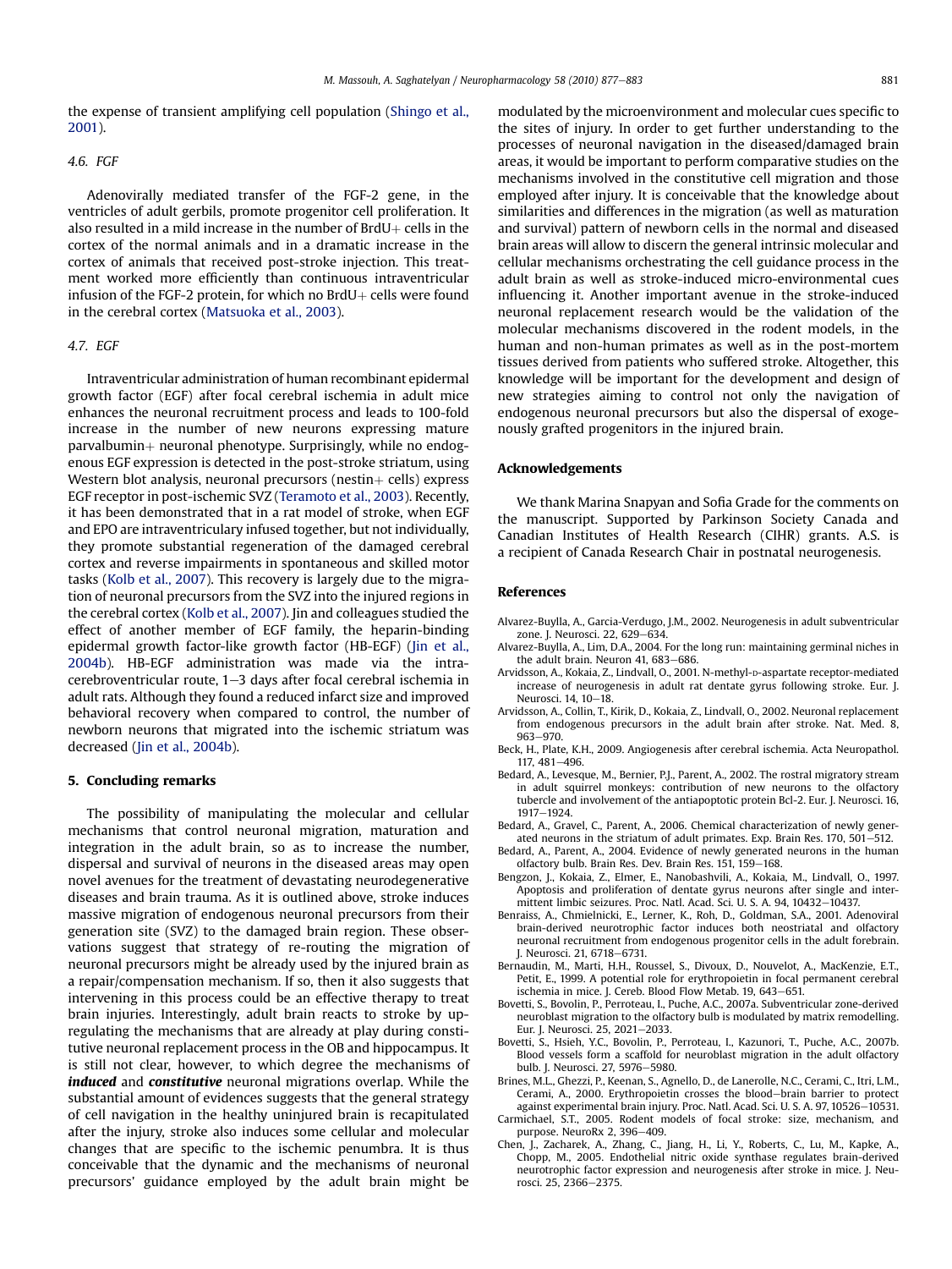the expense of transient amplifying cell population (Shingo et al., 2001).

### 4.6. FGF

Adenovirally mediated transfer of the FGF-2 gene, in the ventricles of adult gerbils, promote progenitor cell proliferation. It also resulted in a mild increase in the number of BrdU+ cells in the cortex of the normal animals and in a dramatic increase in the cortex of animals that received post-stroke injection. This treatment worked more efficiently than continuous intraventricular infusion of the FGF-2 protein, for which no BrdU+ cells were found in the cerebral cortex (Matsuoka et al., 2003).

### 4.7. EGF

Intraventricular administration of human recombinant epidermal growth factor (EGF) after focal cerebral ischemia in adult mice enhances the neuronal recruitment process and leads to 100-fold increase in the number of new neurons expressing mature parvalbumin+ neuronal phenotype. Surprisingly, while no endogenous EGF expression is detected in the post-stroke striatum, using Western blot analysis, neuronal precursors (nestin+ cells) express EGF receptor in post-ischemic SVZ (Teramoto et al., 2003). Recently, it has been demonstrated that in a rat model of stroke, when EGF and EPO are intraventricular infused together, but not individually, they promote substantial regeneration of the damaged cerebral cortex and reverse impairments in spontaneous and skilled motor tasks (Kolb et al., 2007). This recovery is largely due to the migration of neuronal precursors from the SVZ into the injured regions in the cerebral cortex (Kolb et al., 2007). Jin and colleagues studied the effect of another member of EGF family, the heparin-binding epidermal growth factor-like growth factor (HB-EGF) (Jin et al., 2004b). HB-EGF administration was made via the intra-cerebroventricular route, 1–3 days after focal cerebral ischemia in adult rats. Although they found a reduced infarct size and improved behavioral recovery when compared to control, the number of newborn neurons that migrated into the ischemic striatum was decreased (Jin et al., 2004b).

## 5. Concluding remarks

The possibility of manipulating the molecular and cellular mechanisms that control neuronal migration, maturation and integration in the adult brain, so as to increase the number, dispersal and survival of neurons in the diseased areas may open novel avenues for the treatment of devastating neurodegenerative diseases and brain trauma. As it is outlined above, stroke induces massive migration of endogenous neuronal precursors from their generation site (SVZ) to the damaged brain region. These observations suggest that strategy of re-routing the migration of neuronal precursors might be already used by the injured brain as a repair/compensation mechanism. If so, then it also suggests that intervening in this process could be an effective therapy to treat brain injuries. Interestingly, adult brain reacts to stroke by up-regulating the mechanisms that are already at play during constitutive neuronal replacement process in the OB and hippocampus. It is still not clear, however, to which degree the mechanisms of ***induced*** and ***constitutive*** neuronal migrations overlap. While the substantial amount of evidences suggests that the general strategy of cell navigation in the healthy uninjured brain is recapitulated after the injury, stroke also induces some cellular and molecular changes that are specific to the ischemic penumbra. It is thus conceivable that the dynamic and the mechanisms of neuronal precursors' guidance employed by the adult brain might be modulated by the microenvironment and molecular cues specific to the sites of injury. In order to get further understanding to the processes of neuronal navigation in the diseased/damaged brain areas, it would be important to perform comparative studies on the mechanisms involved in the constitutive cell migration and those employed after injury. It is conceivable that the knowledge about similarities and differences in the migration (as well as maturation and survival) pattern of newborn cells in the normal and diseased brain areas will allow to discern the general intrinsic molecular and cellular mechanisms orchestrating the cell guidance process in the adult brain as well as stroke-induced micro-environmental cues influencing it. Another important avenue in the stroke-induced neuronal replacement research would be the validation of the molecular mechanisms discovered in the rodent models, in the human and non-human primates as well as in the post-mortem tissues derived from patients who suffered stroke. Altogether, this knowledge will be important for the development and design of new strategies aiming to control not only the navigation of endogenous neuronal precursors but also the dispersal of exogenously grafted progenitors in the injured brain.

## Acknowledgements

We thank Marina Snapyan and Sofia Grade for the comments on the manuscript. Supported by Parkinson Society Canada and Canadian Institutes of Health Research (CIHR) grants. A.S. is a recipient of Canada Research Chair in postnatal neurogenesis.

## References

Alvarez-Buylla, A., Garcia-Verdugo, J.M., 2002. Neurogenesis in adult subventricular zone. J. Neurosci. 22, 629–634.

Alvarez-Buylla, A., Lim, D.A., 2004. For the long run: maintaining germinal niches in the adult brain. Neuron 41, 683–686.

Arvidsson, A., Kokaia, Z., Lindvall, O., 2001. N-methyl-D-aspartate receptor-mediated increase of neurogenesis in adult rat dentate gyrus following stroke. Eur. J. Neurosci. 14, 10–18.

Arvidsson, A., Collin, T., Kirik, D., Kokaia, Z., Lindvall, O., 2002. Neuronal replacement from endogenous precursors in the adult brain after stroke. Nat. Med. 8, 963–970.

Beck, H., Plate, K.H., 2009. Angiogenesis after cerebral ischemia. Acta Neuropathol. 117, 481–496.

Bedard, A., Levesque, M., Bernier, P.J., Parent, A., 2002. The rostral migratory stream in adult squirrel monkeys: contribution of new neurons to the olfactory tubercle and involvement of the antiapoptotic protein Bcl-2. Eur. J. Neurosci. 16, 1917–1924.

Bedard, A., Gravel, C., Parent, A., 2006. Chemical characterization of newly generated neurons in the striatum of adult primates. Exp. Brain Res. 170, 501–512.

Bedard, A., Parent, A., 2004. Evidence of newly generated neurons in the human olfactory bulb. Brain Res. Dev. Brain Res. 151, 159–168.

Bengzon, J., Kokaia, Z., Elmer, E., Nanobashvili, A., Kokaia, M., Lindvall, O., 1997. Apoptosis and proliferation of dentate gyrus neurons after single and intermittent limbic seizures. Proc. Natl. Acad. Sci. U. S. A. 94, 10432–10437.

Benraiss, A., Chmielnicki, E., Lerner, K., Roh, D., Goldman, S.A., 2001. Adenoviral brain-derived neurotrophic factor induces both neostriatal and olfactory neuronal recruitment from endogenous progenitor cells in the adult forebrain. J. Neurosci. 21, 6718–6731.

Bernaudin, M., Marti, H.H., Roussel, S., Divoux, D., Nouvelot, A., MacKenzie, E.T., Petit, E., 1999. A potential role for erythropoietin in focal permanent cerebral ischemia in mice. J. Cereb. Blood Flow Metab. 19, 643–651.

Bovetti, S., Bovolin, P., Perroteau, I., Puche, A.C., 2007a. Subventricular zone-derived neuroblast migration to the olfactory bulb is modulated by matrix remodelling. Eur. J. Neurosci. 25, 2021–2033.

Bovetti, S., Hsieh, Y.C., Bovolin, P., Perroteau, I., Kazunori, T., Puche, A.C., 2007b. Blood vessels form a scaffold for neuroblast migration in the adult olfactory bulb. J. Neurosci. 27, 5976–5980.

Brines, M.L., Ghezzi, P., Keenan, S., Agnello, D., de Lanerolle, N.C., Cerami, C., Itri, L.M., Cerami, A., 2000. Erythropoietin crosses the blood–brain barrier to protect against experimental brain injury. Proc. Natl. Acad. Sci. U. S. A. 97, 10526–10531.

Carmichael, S.T., 2005. Rodent models of focal stroke: size, mechanism, and purpose. NeuroRx 2, 396–409.

Chen, J., Zacharek, A., Zhang, C., Jiang, H., Li, Y., Roberts, C., Lu, M., Kapke, A., Chopp, M., 2005. Endothelial nitric oxide synthase regulates brain-derived neurotrophic factor expression and neurogenesis after stroke in mice. J. Neurosci. 25, 2366–2375.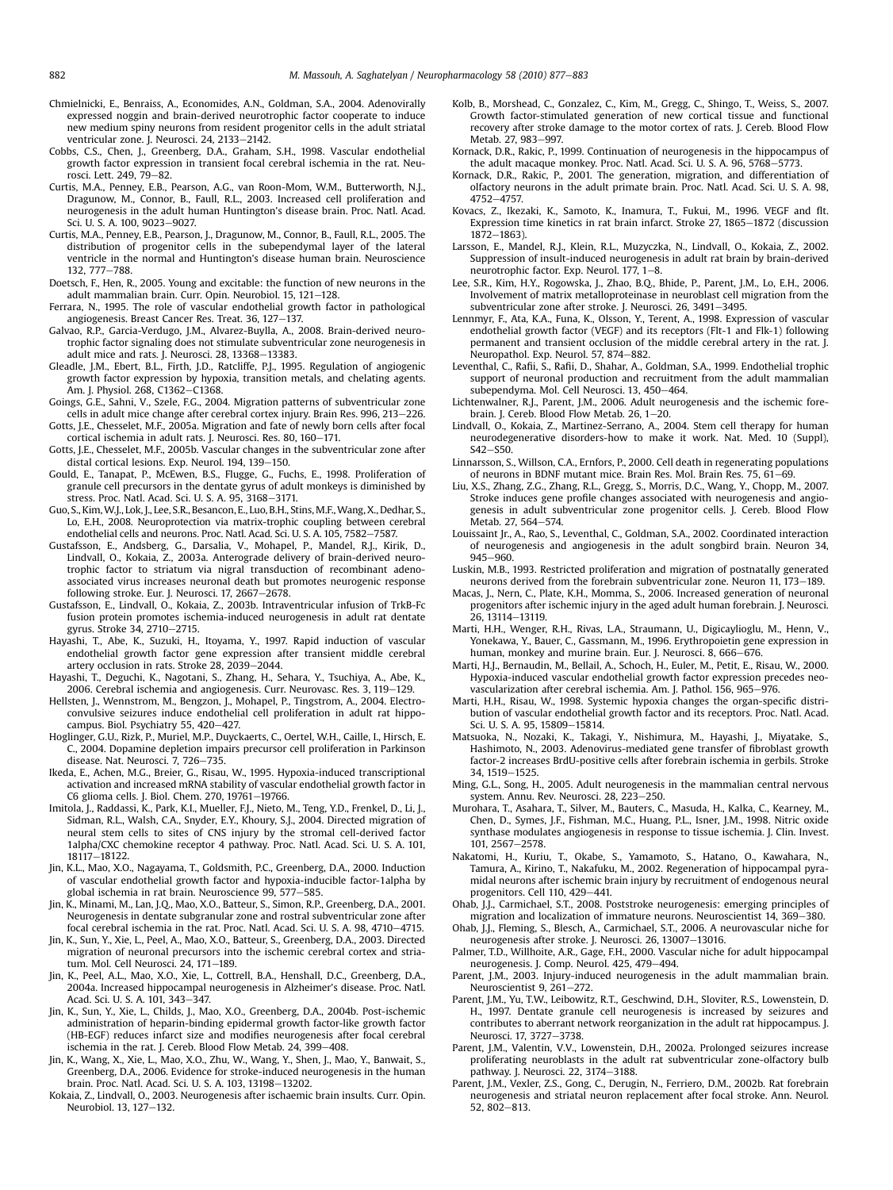Chmielnicki, E., Benraiss, A., Economides, A.N., Goldman, S.A., 2004. Adenovirally expressed noggin and brain-derived neurotrophic factor cooperate to induce new medium spiny neurons from resident progenitor cells in the adult striatal ventricular zone. J. Neurosci. 24, 2133–2142.

Cobbs, C.S., Chen, J., Greenberg, D.A., Graham, S.H., 1998. Vascular endothelial growth factor expression in transient focal cerebral ischemia in the rat. Neurosci. Lett. 249, 79–82.

Curtis, M.A., Penney, E.B., Pearson, A.G., van Roon-Mom, W.M., Butterworth, N.J., Dragunow, M., Connor, B., Faull, R.L., 2003. Increased cell proliferation and neurogenesis in the adult human Huntington's disease brain. Proc. Natl. Acad. Sci. U. S. A. 100, 9023–9027.

Curtis, M.A., Penney, E.B., Pearson, J., Dragunow, M., Connor, B., Faull, R.L., 2005. The distribution of progenitor cells in the subependymal layer of the lateral ventricle in the normal and Huntington's disease human brain. Neuroscience 132, 777–788.

Doetsch, F., Hen, R., 2005. Young and excitable: the function of new neurons in the adult mammalian brain. Curr. Opin. Neurobiol. 15, 121–128.

Ferrara, N., 1995. The role of vascular endothelial growth factor in pathological angiogenesis. Breast Cancer Res. Treat. 36, 127–137.

Galvao, R.P., Garcia-Verdugo, J.M., Alvarez-Buylla, A., 2008. Brain-derived neurotrophic factor signaling does not stimulate subventricular zone neurogenesis in adult mice and rats. J. Neurosci. 28, 13368–13383.

Gleadle, J.M., Ebert, B.L., Firth, J.D., Ratcliffe, P.J., 1995. Regulation of angiogenic growth factor expression by hypoxia, transition metals, and chelating agents. Am. J. Physiol. 268, C1362–C1368.

Goings, G.E., Sahni, V., Szele, F.G., 2004. Migration patterns of subventricular zone cells in adult mice change after cerebral cortex injury. Brain Res. 996, 213–226.

Gotts, J.E., Chesselet, M.F., 2005a. Migration and fate of newly born cells after focal cortical ischemia in adult rats. J. Neurosci. Res. 80, 160–171.

Gotts, J.E., Chesselet, M.F., 2005b. Vascular changes in the subventricular zone after distal cortical lesions. Exp. Neurol. 194, 139–150.

Gould, E., Tanapat, P., McEwen, B.S., Flugge, G., Fuchs, E., 1998. Proliferation of granule cell precursors in the dentate gyrus of adult monkeys is diminished by stress. Proc. Natl. Acad. Sci. U. S. A. 95, 3168–3171.

Guo, S., Kim, W.J., Lok, J., Lee, S.R., Besancon, E., Luo, B.H., Stins, M.F., Wang, X., Dedhar, S., Lo, E.H., 2008. Neuroprotection via matrix-trophic coupling between cerebral endothelial cells and neurons. Proc. Natl. Acad. Sci. U. S. A. 105, 7582–7587.

Gustafsson, E., Andsberg, G., Darsalia, V., Mohapel, P., Mandel, R.J., Kirik, D., Lindvall, O., Kokaia, Z., 2003a. Anterograde delivery of brain-derived neurotrophic factor to striatum via nigral transduction of recombinant adeno-associated virus increases neuronal death but promotes neurogenic response following stroke. Eur. J. Neurosci. 17, 2667–2678.

Gustafsson, E., Lindvall, O., Kokaia, Z., 2003b. Intraventricular infusion of TrkB-Fc fusion protein promotes ischemia-induced neurogenesis in adult rat dentate gyrus. Stroke 34, 2710–2715.

Hayashi, T., Abe, K., Suzuki, H., Itoyama, Y., 1997. Rapid induction of vascular endothelial growth factor gene expression after transient middle cerebral artery occlusion in rats. Stroke 28, 2039–2044.

Hayashi, T., Deguchi, K., Nagotani, S., Zhang, H., Sehara, Y., Tsuchiya, A., Abe, K., 2006. Cerebral ischemia and angiogenesis. Curr. Neurovasc. Res. 3, 119–129.

Hellsten, J., Wennstrom, M., Bengzon, J., Mohapel, P., Tingstrom, A., 2004. Electroconvulsive seizures induce endothelial cell proliferation in adult rat hippocampus. Biol. Psychiatry 55, 420–427.

Hoglinger, G.U., Rizk, P., Muriel, M.P., Duyckaerts, C., Oertel, W.H., Caille, I., Hirsch, E. C., 2004. Dopamine depletion impairs precursor cell proliferation in Parkinson disease. Nat. Neurosci. 7, 726–735.

Ikeda, E., Achen, M.G., Breier, G., Risau, W., 1995. Hypoxia-induced transcriptional activation and increased mRNA stability of vascular endothelial growth factor in C6 glioma cells. J. Biol. Chem. 270, 19761–19766.

Imitola, J., Raddassi, K., Park, K.I., Mueller, F.J., Nieto, M., Teng, Y.D., Frenkel, D., Li, J., Sidman, R.L., Walsh, C.A., Snyder, E.Y., Khoury, S.J., 2004. Directed migration of neural stem cells to sites of CNS injury by the stromal cell-derived factor 1alpha/CXC chemokine receptor 4 pathway. Proc. Natl. Acad. Sci. U. S. A. 101, 18117–18122.

Jin, K.L., Mao, X.O., Nagayama, T., Goldsmith, P.C., Greenberg, D.A., 2000. Induction of vascular endothelial growth factor and hypoxia-inducible factor-1alpha by global ischemia in rat brain. Neuroscience 99, 577–585.

Jin, K., Minami, M., Lan, J.Q., Mao, X.O., Batteur, S., Simon, R.P., Greenberg, D.A., 2001. Neurogenesis in dentate subgranular zone and rostral subventricular zone after focal cerebral ischemia in the rat. Proc. Natl. Acad. Sci. U. S. A. 98, 4710–4715.

Jin, K., Sun, Y., Xie, L., Peel, A., Mao, X.O., Batteur, S., Greenberg, D.A., 2003. Directed migration of neuronal precursors into the ischemic cerebral cortex and striatum. Mol. Cell Neurosci. 24, 171–189.

Jin, K., Peel, A.L., Mao, X.O., Xie, L., Cottrell, B.A., Henshall, D.C., Greenberg, D.A., 2004a. Increased hippocampal neurogenesis in Alzheimer's disease. Proc. Natl. Acad. Sci. U. S. A. 101, 343–347.

Jin, K., Sun, Y., Xie, L., Childs, J., Mao, X.O., Greenberg, D.A., 2004b. Post-ischemic administration of heparin-binding epidermal growth factor-like growth factor (HB-EGF) reduces infarct size and modifies neurogenesis after focal cerebral ischemia in the rat. J. Cereb. Blood Flow Metab. 24, 399–408.

Jin, K., Wang, X., Xie, L., Mao, X.O., Zhu, W., Wang, Y., Shen, J., Mao, Y., Banwait, S., Greenberg, D.A., 2006. Evidence for stroke-induced neurogenesis in the human brain. Proc. Natl. Acad. Sci. U. S. A. 103, 13198–13202.

Kokaia, Z., Lindvall, O., 2003. Neurogenesis after ischaemic brain insults. Curr. Opin. Neurobiol. 13, 127–132.

Kolb, B., Morshead, C., Gonzalez, C., Kim, M., Gregg, C., Shingo, T., Weiss, S., 2007. Growth factor-stimulated generation of new cortical tissue and functional recovery after stroke damage to the motor cortex of rats. J. Cereb. Blood Flow Metab. 27, 983–997.

Kornack, D.R., Rakic, P., 1999. Continuation of neurogenesis in the hippocampus of the adult macaque monkey. Proc. Natl. Acad. Sci. U. S. A. 96, 5768–5773.

Kornack, D.R., Rakic, P., 2001. The generation, migration, and differentiation of olfactory neurons in the adult primate brain. Proc. Natl. Acad. Sci. U. S. A. 98, 4752–4757.

Kovacs, Z., Ikezaki, K., Samoto, K., Inamura, T., Fukui, M., 1996. VEGF and flt. Expression time kinetics in rat brain infarct. Stroke 27, 1865–1872 (discussion 1872–1863).

Larsson, E., Mandel, R.J., Klein, R.L., Muzyczka, N., Lindvall, O., Kokaia, Z., 2002. Suppression of insult-induced neurogenesis in adult rat brain by brain-derived neurotrophic factor. Exp. Neurol. 177, 1–8.

Lee, S.R., Kim, H.Y., Rogowska, J., Zhao, B.Q., Bhide, P., Parent, J.M., Lo, E.H., 2006. Involvement of matrix metalloproteinase in neuroblast cell migration from the subventricular zone after stroke. J. Neurosci. 26, 3491–3495.

Lennmyr, F., Ata, K.A., Funa, K., Olsson, Y., Terent, A., 1998. Expression of vascular endothelial growth factor (VEGF) and its receptors (Flt-1 and Flk-1) following permanent and transient occlusion of the middle cerebral artery in the rat. J. Neuropathol. Exp. Neurol. 57, 874–882.

Leventhal, C., Rafii, S., Rafii, D., Shahar, A., Goldman, S.A., 1999. Endothelial trophic support of neuronal production and recruitment from the adult mammalian subependyma. Mol. Cell Neurosci. 13, 450–464.

Lichtenwalner, R.J., Parent, J.M., 2006. Adult neurogenesis and the ischemic forebrain. J. Cereb. Blood Flow Metab. 26, 1–20.

Lindvall, O., Kokaia, Z., Martinez-Serrano, A., 2004. Stem cell therapy for human neurodegenerative disorders-how to make it work. Nat. Med. 10 (Suppl), S42–S50.

Linnarsson, S., Willson, C.A., Ernfors, P., 2000. Cell death in regenerating populations of neurons in BDNF mutant mice. Brain Res. Mol. Brain Res. 75, 61–69.

Liu, X.S., Zhang, Z.G., Zhang, R.L., Gregg, S., Morris, D.C., Wang, Y., Chopp, M., 2007. Stroke induces gene profile changes associated with neurogenesis and angiogenesis in adult subventricular zone progenitor cells. J. Cereb. Blood Flow Metab. 27, 564–574.

Louissaint Jr., A., Rao, S., Leventhal, C., Goldman, S.A., 2002. Coordinated interaction of neurogenesis and angiogenesis in the adult songbird brain. Neuron 34, 945–960.

Luskin, M.B., 1993. Restricted proliferation and migration of postnatally generated neurons derived from the forebrain subventricular zone. Neuron 11, 173–189.

Macas, J., Nern, C., Plate, K.H., Momma, S., 2006. Increased generation of neuronal progenitors after ischemic injury in the aged adult human forebrain. J. Neurosci. 26, 13114–13119.

Marti, H.H., Wenger, R.H., Rivas, L.A., Straumann, U., Digicaylioglu, M., Henn, V., Yonekawa, Y., Bauer, C., Gassmann, M., 1996. Erythropoietin gene expression in human, monkey and murine brain. Eur. J. Neurosci. 8, 666–676.

Marti, H.J., Bernaudin, M., Bellail, A., Schoch, H., Euler, M., Petit, E., Risau, W., 2000. Hypoxia-induced vascular endothelial growth factor expression precedes neovascularization after cerebral ischemia. Am. J. Pathol. 156, 965–976.

Marti, H.H., Risau, W., 1998. Systemic hypoxia changes the organ-specific distribution of vascular endothelial growth factor and its receptors. Proc. Natl. Acad. Sci. U. S. A. 95, 15809–15814.

Matsuoka, N., Nozaki, K., Takagi, Y., Nishimura, M., Hayashi, J., Miyatake, S., Hashimoto, N., 2003. Adenovirus-mediated gene transfer of fibroblast growth factor-2 increases BrdU-positive cells after forebrain ischemia in gerbils. Stroke 34, 1519–1525.

Ming, G.L., Song, H., 2005. Adult neurogenesis in the mammalian central nervous system. Annu. Rev. Neurosci. 28, 223–250.

Murohara, T., Asahara, T., Silver, M., Bauters, C., Masuda, H., Kalka, C., Kearney, M., Chen, D., Symes, J.F., Fishman, M.C., Huang, P.L., Isner, J.M., 1998. Nitric oxide synthase modulates angiogenesis in response to tissue ischemia. J. Clin. Invest. 101, 2567–2578.

Nakatomi, H., Kuriu, T., Okabe, S., Yamamoto, S., Hatano, O., Kawahara, N., Tamura, A., Kirino, T., Nakafuku, M., 2002. Regeneration of hippocampal pyramidal neurons after ischemic brain injury by recruitment of endogenous neural progenitors. Cell 110, 429–441.

Ohab, J.J., Carmichael, S.T., 2008. Poststroke neurogenesis: emerging principles of migration and localization of immature neurons. Neuroscientist 14, 369–380.

Ohab, J.J., Fleming, S., Blesch, A., Carmichael, S.T., 2006. A neurovascular niche for neurogenesis after stroke. J. Neurosci. 26, 13007–13016.

Palmer, T.D., Willhoite, A.R., Gage, F.H., 2000. Vascular niche for adult hippocampal neurogenesis. J. Comp. Neurol. 425, 479–494.

Parent, J.M., 2003. Injury-induced neurogenesis in the adult mammalian brain. Neuroscientist 9, 261–272.

Parent, J.M., Yu, T.W., Leibowitz, R.T., Geschwind, D.H., Sloviter, R.S., Lowenstein, D. H., 1997. Dentate granule cell neurogenesis is increased by seizures and contributes to aberrant network reorganization in the adult rat hippocampus. J. Neurosci. 17, 3727–3738.

Parent, J.M., Valentin, V.V., Lowenstein, D.H., 2002a. Prolonged seizures increase proliferating neuroblasts in the adult rat subventricular zone-olfactory bulb pathway. J. Neurosci. 22, 3174–3188.

Parent, J.M., Vexler, Z.S., Gong, C., Derugin, N., Ferriero, D.M., 2002b. Rat forebrain neurogenesis and striatal neuron replacement after focal stroke. Ann. Neurol. 52, 802–813.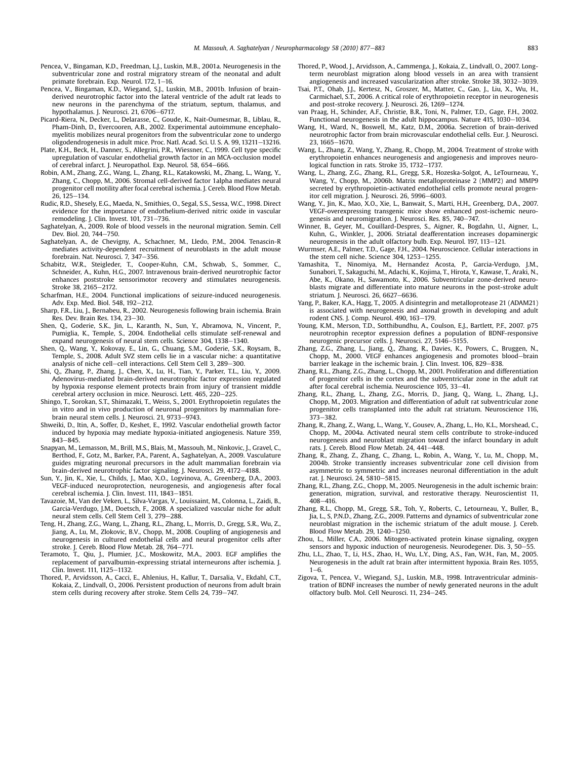Pencea, V., Bingaman, K.D., Freedman, L.J., Luskin, M.B., 2001a. Neurogenesis in the subventricular zone and rostral migratory stream of the neonatal and adult primate forebrain. Exp. Neurol. 172, 1–16.

Pencea, V., Bingaman, K.D., Wiegand, S.J., Luskin, M.B., 2001b. Infusion of brain-derived neurotrophic factor into the lateral ventricle of the adult rat leads to new neurons in the parenchyma of the striatum, septum, thalamus, and hypothalamus. J. Neurosci. 21, 6706–6717.

Picard-Riera, N., Decker, L., Delarasse, C., Goude, K., Nait-Oumesmar, B., Liblau, R., Pham-Dinh, D., Evercooren, A.B., 2002. Experimental autoimmune encephalomyelitis mobilizes neural progenitors from the subventricular zone to undergo oligodendrogenesis in adult mice. Proc. Natl. Acad. Sci. U. S. A. 99, 13211–13216.

Plate, K.H., Beck, H., Danner, S., Allegrini, P.R., Wiessner, C., 1999. Cell type specific upregulation of vascular endothelial growth factor in an MCA-occlusion model of cerebral infarct. J. Neuropathol. Exp. Neurol. 58, 654–666.

Robin, A.M., Zhang, Z.G., Wang, L., Zhang, R.L., Katakowski, M., Zhang, L., Wang, Y., Zhang, C., Chopp, M., 2006. Stromal cell-derived factor 1alpha mediates neural progenitor cell motility after focal cerebral ischemia. J. Cereb. Blood Flow Metab. 26, 125–134.

Rudic, R.D., Shesely, E.G., Maeda, N., Smithies, O., Segal, S.S., Sessa, W.C., 1998. Direct evidence for the importance of endothelium-derived nitric oxide in vascular remodeling. J. Clin. Invest. 101, 731–736.

Saghatelyan, A., 2009. Role of blood vessels in the neuronal migration. Semin. Cell Dev. Biol. 20, 744–750.

Saghatelyan, A., de Chevigny, A., Schachner, M., Lledo, P.M., 2004. Tenascin-R mediates activity-dependent recruitment of neuroblasts in the adult mouse forebrain. Nat. Neurosci. 7, 347–356.

Schabitz, W.R., Steigleder, T., Cooper-Kuhn, C.M., Schwab, S., Sommer, C., Schneider, A., Kuhn, H.G., 2007. Intravenous brain-derived neurotrophic factor enhances poststroke sensorimotor recovery and stimulates neurogenesis. Stroke 38, 2165–2172.

Scharfman, H.E., 2004. Functional implications of seizure-induced neurogenesis. Adv. Exp. Med. Biol. 548, 192–212.

Sharp, F.R., Liu, J., Bernabeu, R., 2002. Neurogenesis following brain ischemia. Brain Res. Dev. Brain Res. 134, 23–30.

Shen, Q., Goderie, S.K., Jin, L., Karanth, N., Sun, Y., Abramova, N., Vincent, P., Pumiglia, K., Temple, S., 2004. Endothelial cells stimulate self-renewal and expand neurogenesis of neural stem cells. Science 304, 1338–1340.

Shen, Q., Wang, Y., Kokovay, E., Lin, G., Chuang, S.M., Goderie, S.K., Roysam, B., Temple, S., 2008. Adult SVZ stem cells lie in a vascular niche: a quantitative analysis of niche cell–cell interactions. Cell Stem Cell 3, 289–300.

Shi, Q., Zhang, P., Zhang, J., Chen, X., Lu, H., Tian, Y., Parker, T.L., Liu, Y., 2009. Adenovirus-mediated brain-derived neurotrophic factor expression regulated by hypoxia response element protects brain from injury of transient middle cerebral artery occlusion in mice. Neurosci. Lett. 465, 220–225.

Shingo, T., Sorokan, S.T., Shimazaki, T., Weiss, S., 2001. Erythropoietin regulates the in vitro and in vivo production of neuronal progenitors by mammalian forebrain neural stem cells. J. Neurosci. 21, 9733–9743.

Shweiki, D., Itin, A., Soffer, D., Keshet, E., 1992. Vascular endothelial growth factor induced by hypoxia may mediate hypoxia-initiated angiogenesis. Nature 359, 843–845.

Snapyan, M., Lemasson, M., Brill, M.S., Blais, M., Massouh, M., Ninkovic, J., Gravel, C., Berthod, F., Gotz, M., Barker, P.A., Parent, A., Saghatelyan, A., 2009. Vasculature guides migrating neuronal precursors in the adult mammalian forebrain via brain-derived neurotrophic factor signaling. J. Neurosci. 29, 4172–4188.

Sun, Y., Jin, K., Xie, L., Childs, J., Mao, X.O., Logvinova, A., Greenberg, D.A., 2003. VEGF-induced neuroprotection, neurogenesis, and angiogenesis after focal cerebral ischemia. J. Clin. Invest. 111, 1843–1851.

Tavazoie, M., Van der Veken, L., Silva-Vargas, V., Louissaint, M., Colonna, L., Zaidi, B., Garcia-Verdugo, J.M., Doetsch, F., 2008. A specialized vascular niche for adult neural stem cells. Cell Stem Cell 3, 279–288.

Teng, H., Zhang, Z.G., Wang, L., Zhang, R.L., Zhang, L., Morris, D., Gregg, S.R., Wu, Z., Jiang, A., Lu, M., Zlokovic, B.V., Chopp, M., 2008. Coupling of angiogenesis and neurogenesis in cultured endothelial cells and neural progenitor cells after stroke. J. Cereb. Blood Flow Metab. 28, 764–771.

Teramoto, T., Qiu, J., Plumier, J.C., Moskowitz, M.A., 2003. EGF amplifies the replacement of parvalbumin-expressing striatal interneurons after ischemia. J. Clin. Invest. 111, 1125–1132.

Thored, P., Arvidsson, A., Cacci, E., Ahlenius, H., Kallur, T., Darsalia, V., Ekdahl, C.T., Kokaia, Z., Lindvall, O., 2006. Persistent production of neurons from adult brain stem cells during recovery after stroke. Stem Cells 24, 739–747.

Thored, P., Wood, J., Arvidsson, A., Cammenga, J., Kokaia, Z., Lindvall, O., 2007. Long-term neuroblast migration along blood vessels in an area with transient angiogenesis and increased vascularization after stroke. Stroke 38, 3032–3039.

Tsai, P.T., Ohab, J.J., Kertesz, N., Groszer, M., Matter, C., Gao, J., Liu, X., Wu, H., Carmichael, S.T., 2006. A critical role of erythropoietin receptor in neurogenesis and post-stroke recovery. J. Neurosci. 26, 1269–1274.

van Praag, H., Schinder, A.F., Christie, B.R., Toni, N., Palmer, T.D., Gage, F.H., 2002. Functional neurogenesis in the adult hippocampus. Nature 415, 1030–1034.

Wang, H., Ward, N., Boswell, M., Katz, D.M., 2006a. Secretion of brain-derived neurotrophic factor from brain microvascular endothelial cells. Eur. J. Neurosci. 23, 1665–1670.

Wang, L., Zhang, Z., Wang, Y., Zhang, R., Chopp, M., 2004. Treatment of stroke with erythropoietin enhances neurogenesis and angiogenesis and improves neurological function in rats. Stroke 35, 1732–1737.

Wang, L., Zhang, Z.G., Zhang, R.L., Gregg, S.R., Hozeska-Solgot, A., LeTourneau, Y., Wang, Y., Chopp, M., 2006b. Matrix metalloproteinase 2 (MMP2) and MMP9 secreted by erythropoietin-activated endothelial cells promote neural progenitor cell migration. J. Neurosci. 26, 5996–6003.

Wang, Y., Jin, K., Mao, X.O., Xie, L., Banwait, S., Marti, H.H., Greenberg, D.A., 2007. VEGF-overexpressing transgenic mice show enhanced post-ischemic neurogenesis and neuromigration. J. Neurosci. Res. 85, 740–747.

Winner, B., Geyer, M., Couillard-Despres, S., Aigner, R., Bogdahn, U., Aigner, L., Kuhn, G., Winkler, J., 2006. Striatal deafferentation increases dopaminergic neurogenesis in the adult olfactory bulb. Exp. Neurol. 197, 113–121.

Wurmser, A.E., Palmer, T.D., Gage, F.H., 2004. Neuroscience. Cellular interactions in the stem cell niche. Science 304, 1253–1255.

Yamashita, T., Ninomiya, M., Hernandez Acosta, P., Garcia-Verdugo, J.M., Sunabori, T., Sakaguchi, M., Adachi, K., Kojima, T., Hirota, Y., Kawase, T., Araki, N., Abe, K., Okano, H., Sawamoto, K., 2006. Subventricular zone-derived neuroblasts migrate and differentiate into mature neurons in the post-stroke adult striatum. J. Neurosci. 26, 6627–6636.

Yang, P., Baker, K.A., Hagg, T., 2005. A disintegrin and metalloprotease 21 (ADAM21) is associated with neurogenesis and axonal growth in developing and adult rodent CNS. J. Comp. Neurol. 490, 163–179.

Young, K.M., Merson, T.D., Sotthibundhu, A., Coulson, E.J., Bartlett, P.F., 2007. p75 neurotrophin receptor expression defines a population of BDNF-responsive neurogenic precursor cells. J. Neurosci. 27, 5146–5155.

Zhang, Z.G., Zhang, L., Jiang, Q., Zhang, R., Davies, K., Powers, C., Bruggen, N., Chopp, M., 2000. VEGF enhances angiogenesis and promotes blood–brain barrier leakage in the ischemic brain. J. Clin. Invest. 106, 829–838.

Zhang, R.L., Zhang, Z.G., Zhang, L., Chopp, M., 2001. Proliferation and differentiation of progenitor cells in the cortex and the subventricular zone in the adult rat after focal cerebral ischemia. Neuroscience 105, 33–41.

Zhang, R.L., Zhang, L., Zhang, Z.G., Morris, D., Jiang, Q., Wang, L., Zhang, L.J., Chopp, M., 2003. Migration and differentiation of adult rat subventricular zone progenitor cells transplanted into the adult rat striatum. Neuroscience 116, 373–382.

Zhang, R., Zhang, Z., Wang, L., Wang, Y., Gousev, A., Zhang, L., Ho, K.L., Morshead, C., Chopp, M., 2004a. Activated neural stem cells contribute to stroke-induced neurogenesis and neuroblast migration toward the infarct boundary in adult rats. J. Cereb. Blood Flow Metab. 24, 441–448.

Zhang, R., Zhang, Z., Zhang, C., Zhang, L., Robin, A., Wang, Y., Lu, M., Chopp, M., 2004b. Stroke transiently increases subventricular zone cell division from asymmetric to symmetric and increases neuronal differentiation in the adult rat. J. Neurosci. 24, 5810–5815.

Zhang, R.L., Zhang, Z.G., Chopp, M., 2005. Neurogenesis in the adult ischemic brain: generation, migration, survival, and restorative therapy. Neuroscientist 11, 408–416.

Zhang, R.L., Chopp, M., Gregg, S.R., Toh, Y., Roberts, C., Letourneau, Y., Buller, B., Jia, L., S, P.N.D., Zhang, Z.G., 2009. Patterns and dynamics of subventricular zone neuroblast migration in the ischemic striatum of the adult mouse. J. Cereb. Blood Flow Metab. 29, 1240–1250.

Zhou, L., Miller, C.A., 2006. Mitogen-activated protein kinase signaling, oxygen sensors and hypoxic induction of neurogenesis. Neurodegener. Dis. 3, 50–55.

Zhu, L.L., Zhao, T., Li, H.S., Zhao, H., Wu, L.Y., Ding, A.S., Fan, W.H., Fan, M., 2005. Neurogenesis in the adult rat brain after intermittent hypoxia. Brain Res. 1055, 1–6.

Zigova, T., Pencea, V., Wiegand, S.J., Luskin, M.B., 1998. Intraventricular administration of BDNF increases the number of newly generated neurons in the adult olfactory bulb. Mol. Cell Neurosci. 11, 234–245.